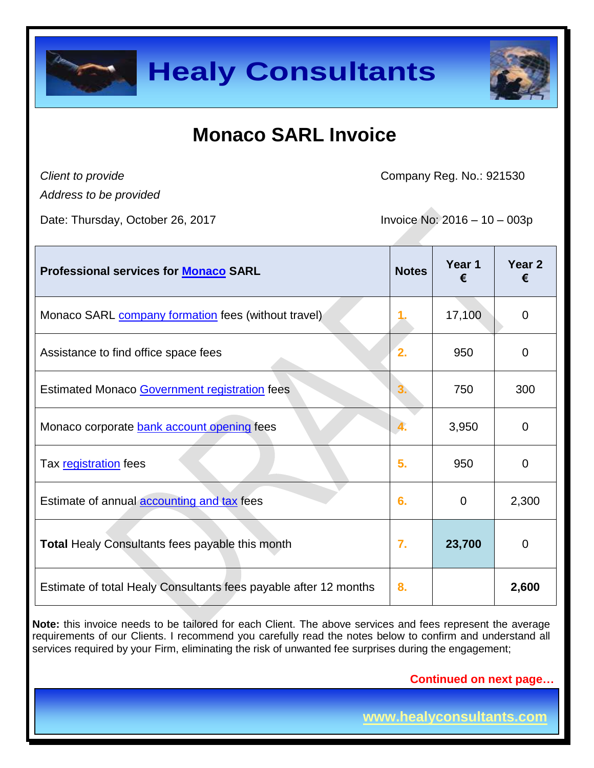# Healy Consultants

## Monaco SARL Invoice

*Client to provide*
*Address to be provided*

Company Reg. No.: 921530

Date: Thursday, October 26, 2017

Invoice No: 2016 – 10 – 003p

| Professional services for Monaco SARL | Notes | Year 1 € | Year 2 € |
|---|---|---|---|
| Monaco SARL company formation fees (without travel) | 1. | 17,100 | 0 |
| Assistance to find office space fees | 2. | 950 | 0 |
| Estimated Monaco Government registration fees | 3. | 750 | 300 |
| Monaco corporate bank account opening fees | 4. | 3,950 | 0 |
| Tax registration fees | 5. | 950 | 0 |
| Estimate of annual accounting and tax fees | 6. | 0 | 2,300 |
| **Total** Healy Consultants fees payable this month | 7. | **23,700** | 0 |
| Estimate of total Healy Consultants fees payable after 12 months | 8. | | **2,600** |

**Note:** this invoice needs to be tailored for each Client. The above services and fees represent the average requirements of our Clients. I recommend you carefully read the notes below to confirm and understand all services required by your Firm, eliminating the risk of unwanted fee surprises during the engagement;

**Continued on next page…**

www.healyconsultants.com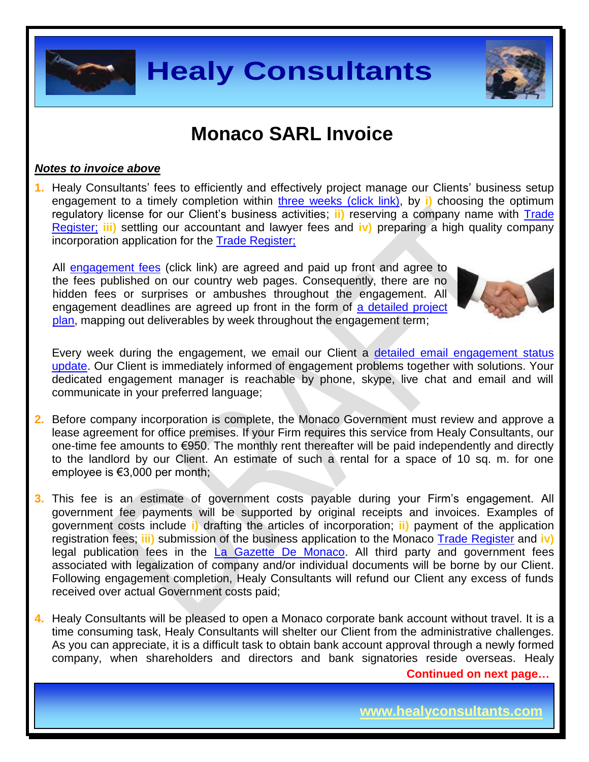# Monaco SARL Invoice

***Notes to invoice above***

1. Healy Consultants' fees to efficiently and effectively project manage our Clients' business setup engagement to a timely completion within three weeks (click link), by **i)** choosing the optimum regulatory license for our Client's business activities; **ii)** reserving a company name with Trade Register; **iii)** settling our accountant and lawyer fees and **iv)** preparing a high quality company incorporation application for the Trade Register;

   All engagement fees (click link) are agreed and paid up front and agree to the fees published on our country web pages. Consequently, there are no hidden fees or surprises or ambushes throughout the engagement. All engagement deadlines are agreed up front in the form of a detailed project plan, mapping out deliverables by week throughout the engagement term;

   Every week during the engagement, we email our Client a detailed email engagement status update. Our Client is immediately informed of engagement problems together with solutions. Your dedicated engagement manager is reachable by phone, skype, live chat and email and will communicate in your preferred language;

2. Before company incorporation is complete, the Monaco Government must review and approve a lease agreement for office premises. If your Firm requires this service from Healy Consultants, our one-time fee amounts to €950. The monthly rent thereafter will be paid independently and directly to the landlord by our Client. An estimate of such a rental for a space of 10 sq. m. for one employee is €3,000 per month;

3. This fee is an estimate of government costs payable during your Firm's engagement. All government fee payments will be supported by original receipts and invoices. Examples of government costs include **i)** drafting the articles of incorporation; **ii)** payment of the application registration fees; **iii)** submission of the business application to the Monaco Trade Register and **iv)** legal publication fees in the La Gazette De Monaco. All third party and government fees associated with legalization of company and/or individual documents will be borne by our Client. Following engagement completion, Healy Consultants will refund our Client any excess of funds received over actual Government costs paid;

4. Healy Consultants will be pleased to open a Monaco corporate bank account without travel. It is a time consuming task, Healy Consultants will shelter our Client from the administrative challenges. As you can appreciate, it is a difficult task to obtain bank account approval through a newly formed company, when shareholders and directors and bank signatories reside overseas. Healy

**Continued on next page…**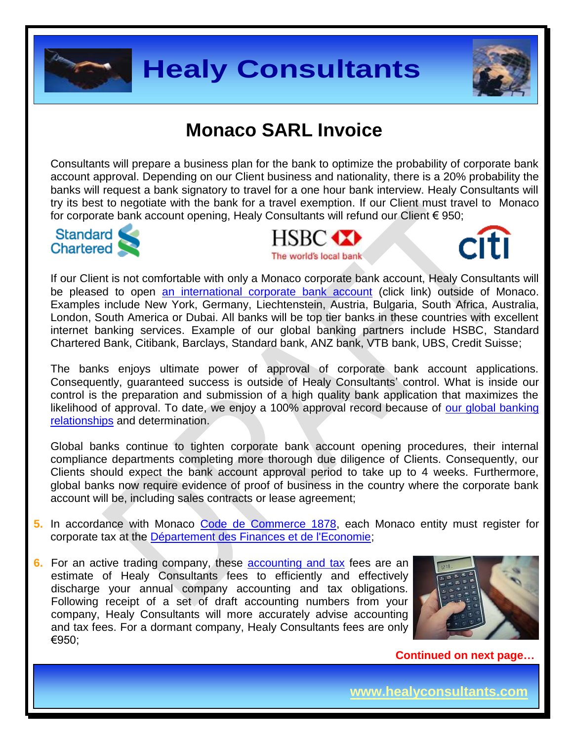# Monaco SARL Invoice

Consultants will prepare a business plan for the bank to optimize the probability of corporate bank account approval. Depending on our Client business and nationality, there is a 20% probability the banks will request a bank signatory to travel for a one hour bank interview. Healy Consultants will try its best to negotiate with the bank for a travel exemption. If our Client must travel to Monaco for corporate bank account opening, Healy Consultants will refund our Client € 950;

If our Client is not comfortable with only a Monaco corporate bank account, Healy Consultants will be pleased to open [an international corporate bank account](#) (click link) outside of Monaco. Examples include New York, Germany, Liechtenstein, Austria, Bulgaria, South Africa, Australia, London, South America or Dubai. All banks will be top tier banks in these countries with excellent internet banking services. Example of our global banking partners include HSBC, Standard Chartered Bank, Citibank, Barclays, Standard bank, ANZ bank, VTB bank, UBS, Credit Suisse;

The banks enjoys ultimate power of approval of corporate bank account applications. Consequently, guaranteed success is outside of Healy Consultants' control. What is inside our control is the preparation and submission of a high quality bank application that maximizes the likelihood of approval. To date, we enjoy a 100% approval record because of [our global banking relationships](#) and determination.

Global banks continue to tighten corporate bank account opening procedures, their internal compliance departments completing more thorough due diligence of Clients. Consequently, our Clients should expect the bank account approval period to take up to 4 weeks. Furthermore, global banks now require evidence of proof of business in the country where the corporate bank account will be, including sales contracts or lease agreement;

5. In accordance with Monaco [Code de Commerce 1878](#), each Monaco entity must register for corporate tax at the [Département des Finances et de l'Economie](#);

6. For an active trading company, these [accounting and tax](#) fees are an estimate of Healy Consultants fees to efficiently and effectively discharge your annual company accounting and tax obligations. Following receipt of a set of draft accounting numbers from your company, Healy Consultants will more accurately advise accounting and tax fees. For a dormant company, Healy Consultants fees are only €950;

**Continued on next page…**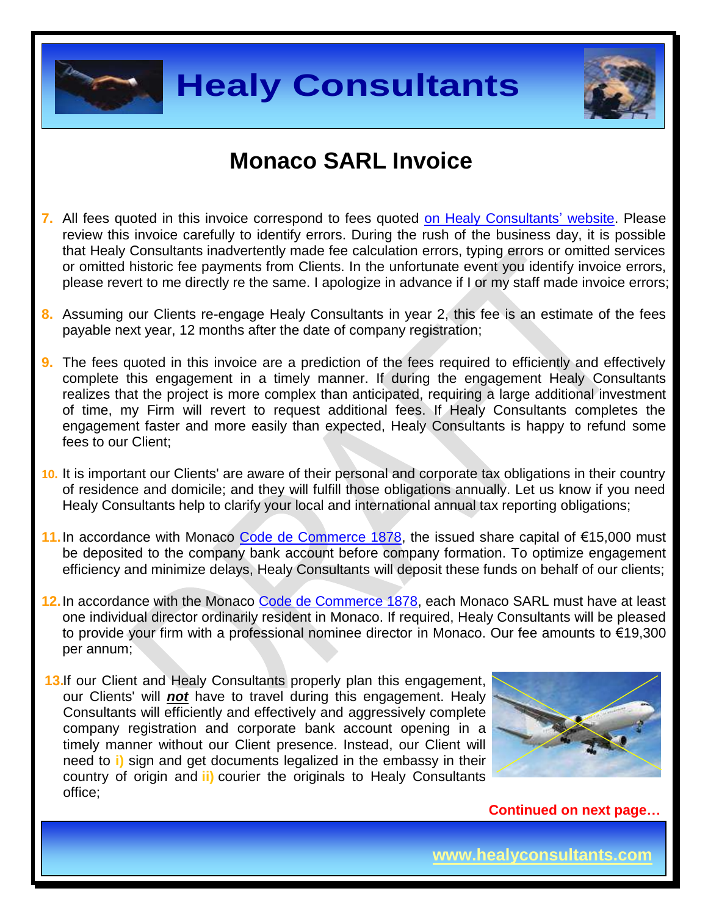# Monaco SARL Invoice

7. All fees quoted in this invoice correspond to fees quoted on Healy Consultants' website. Please review this invoice carefully to identify errors. During the rush of the business day, it is possible that Healy Consultants inadvertently made fee calculation errors, typing errors or omitted services or omitted historic fee payments from Clients. In the unfortunate event you identify invoice errors, please revert to me directly re the same. I apologize in advance if I or my staff made invoice errors;

8. Assuming our Clients re-engage Healy Consultants in year 2, this fee is an estimate of the fees payable next year, 12 months after the date of company registration;

9. The fees quoted in this invoice are a prediction of the fees required to efficiently and effectively complete this engagement in a timely manner. If during the engagement Healy Consultants realizes that the project is more complex than anticipated, requiring a large additional investment of time, my Firm will revert to request additional fees. If Healy Consultants completes the engagement faster and more easily than expected, Healy Consultants is happy to refund some fees to our Client;

10. It is important our Clients' are aware of their personal and corporate tax obligations in their country of residence and domicile; and they will fulfill those obligations annually. Let us know if you need Healy Consultants help to clarify your local and international annual tax reporting obligations;

11. In accordance with Monaco Code de Commerce 1878, the issued share capital of €15,000 must be deposited to the company bank account before company formation. To optimize engagement efficiency and minimize delays, Healy Consultants will deposit these funds on behalf of our clients;

12. In accordance with the Monaco Code de Commerce 1878, each Monaco SARL must have at least one individual director ordinarily resident in Monaco. If required, Healy Consultants will be pleased to provide your firm with a professional nominee director in Monaco. Our fee amounts to €19,300 per annum;

13. If our Client and Healy Consultants properly plan this engagement, our Clients' will ***not*** have to travel during this engagement. Healy Consultants will efficiently and effectively and aggressively complete company registration and corporate bank account opening in a timely manner without our Client presence. Instead, our Client will need to **i)** sign and get documents legalized in the embassy in their country of origin and **ii)** courier the originals to Healy Consultants office;

**Continued on next page…**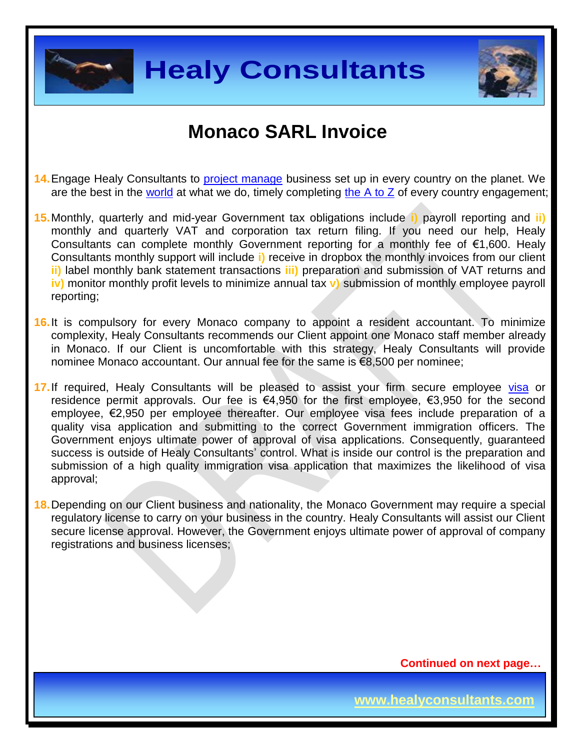# Monaco SARL Invoice

14. Engage Healy Consultants to project manage business set up in every country on the planet. We are the best in the world at what we do, timely completing the A to Z of every country engagement;

15. Monthly, quarterly and mid-year Government tax obligations include **i)** payroll reporting and **ii)** monthly and quarterly VAT and corporation tax return filing. If you need our help, Healy Consultants can complete monthly Government reporting for a monthly fee of €1,600. Healy Consultants monthly support will include **i)** receive in dropbox the monthly invoices from our client **ii)** label monthly bank statement transactions **iii)** preparation and submission of VAT returns and **iv)** monitor monthly profit levels to minimize annual tax **v)** submission of monthly employee payroll reporting;

16. It is compulsory for every Monaco company to appoint a resident accountant. To minimize complexity, Healy Consultants recommends our Client appoint one Monaco staff member already in Monaco. If our Client is uncomfortable with this strategy, Healy Consultants will provide nominee Monaco accountant. Our annual fee for the same is €8,500 per nominee;

17. If required, Healy Consultants will be pleased to assist your firm secure employee visa or residence permit approvals. Our fee is €4,950 for the first employee, €3,950 for the second employee, €2,950 per employee thereafter. Our employee visa fees include preparation of a quality visa application and submitting to the correct Government immigration officers. The Government enjoys ultimate power of approval of visa applications. Consequently, guaranteed success is outside of Healy Consultants' control. What is inside our control is the preparation and submission of a high quality immigration visa application that maximizes the likelihood of visa approval;

18. Depending on our Client business and nationality, the Monaco Government may require a special regulatory license to carry on your business in the country. Healy Consultants will assist our Client secure license approval. However, the Government enjoys ultimate power of approval of company registrations and business licenses;

**Continued on next page…**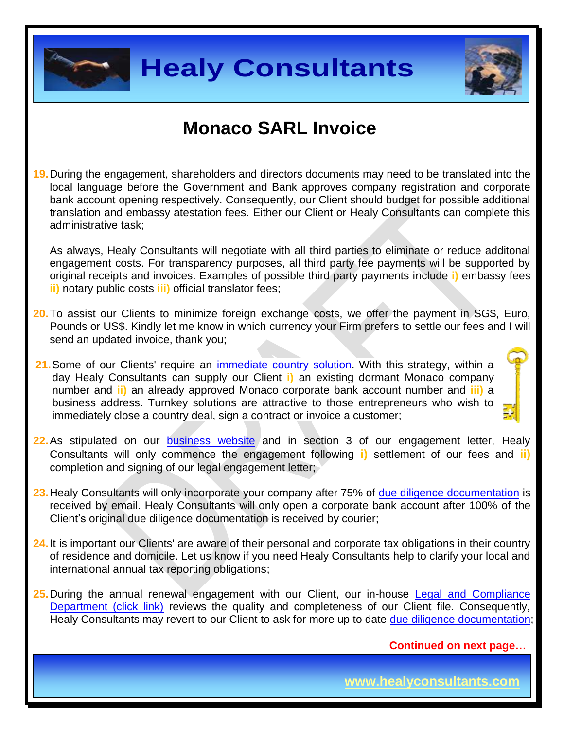# Monaco SARL Invoice

19. During the engagement, shareholders and directors documents may need to be translated into the local language before the Government and Bank approves company registration and corporate bank account opening respectively. Consequently, our Client should budget for possible additional translation and embassy atestation fees. Either our Client or Healy Consultants can complete this administrative task;

    As always, Healy Consultants will negotiate with all third parties to eliminate or reduce additonal engagement costs. For transparency purposes, all third party fee payments will be supported by original receipts and invoices. Examples of possible third party payments include **i)** embassy fees **ii)** notary public costs **iii)** official translator fees;

20. To assist our Clients to minimize foreign exchange costs, we offer the payment in SG$, Euro, Pounds or US$. Kindly let me know in which currency your Firm prefers to settle our fees and I will send an updated invoice, thank you;

21. Some of our Clients' require an [immediate country solution](). With this strategy, within a day Healy Consultants can supply our Client **i)** an existing dormant Monaco company number and **ii)** an already approved Monaco corporate bank account number and **iii)** a business address. Turnkey solutions are attractive to those entrepreneurs who wish to immediately close a country deal, sign a contract or invoice a customer;

22. As stipulated on our [business website]() and in section 3 of our engagement letter, Healy Consultants will only commence the engagement following **i)** settlement of our fees and **ii)** completion and signing of our legal engagement letter;

23. Healy Consultants will only incorporate your company after 75% of [due diligence documentation]() is received by email. Healy Consultants will only open a corporate bank account after 100% of the Client's original due diligence documentation is received by courier;

24. It is important our Clients' are aware of their personal and corporate tax obligations in their country of residence and domicile. Let us know if you need Healy Consultants help to clarify your local and international annual tax reporting obligations;

25. During the annual renewal engagement with our Client, our in-house [Legal and Compliance Department (click link)]() reviews the quality and completeness of our Client file. Consequently, Healy Consultants may revert to our Client to ask for more up to date [due diligence documentation]();

**Continued on next page…**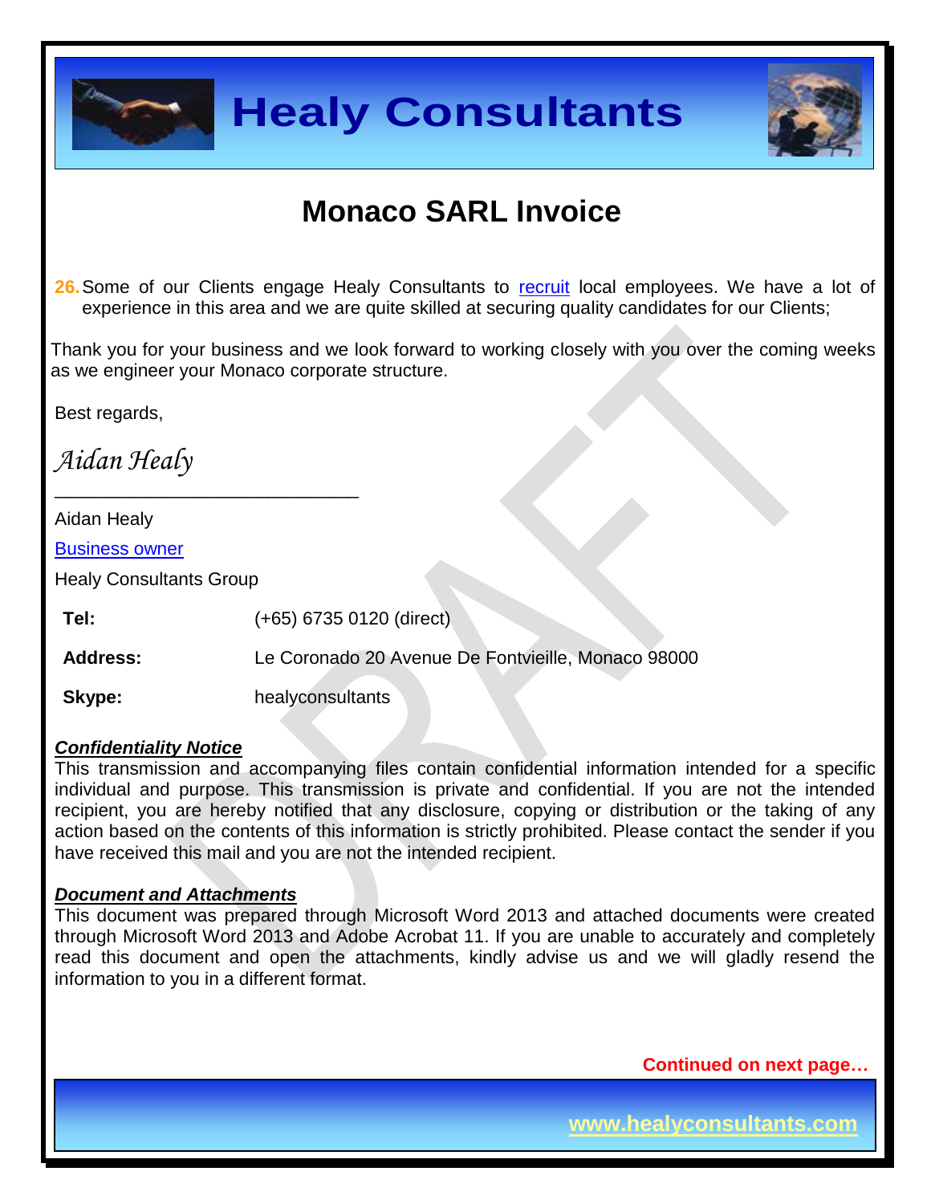# Monaco SARL Invoice

26. Some of our Clients engage Healy Consultants to recruit local employees. We have a lot of experience in this area and we are quite skilled at securing quality candidates for our Clients;

Thank you for your business and we look forward to working closely with you over the coming weeks as we engineer your Monaco corporate structure.

Best regards,

*Aidan Healy*

______________________________

Aidan Healy

Business owner

Healy Consultants Group

| | |
|---|---|
| **Tel:** | (+65) 6735 0120 (direct) |
| **Address:** | Le Coronado 20 Avenue De Fontvieille, Monaco 98000 |
| **Skype:** | healyconsultants |

***Confidentiality Notice***

This transmission and accompanying files contain confidential information intended for a specific individual and purpose. This transmission is private and confidential. If you are not the intended recipient, you are hereby notified that any disclosure, copying or distribution or the taking of any action based on the contents of this information is strictly prohibited. Please contact the sender if you have received this mail and you are not the intended recipient.

***Document and Attachments***

This document was prepared through Microsoft Word 2013 and attached documents were created through Microsoft Word 2013 and Adobe Acrobat 11. If you are unable to accurately and completely read this document and open the attachments, kindly advise us and we will gladly resend the information to you in a different format.

**Continued on next page…**